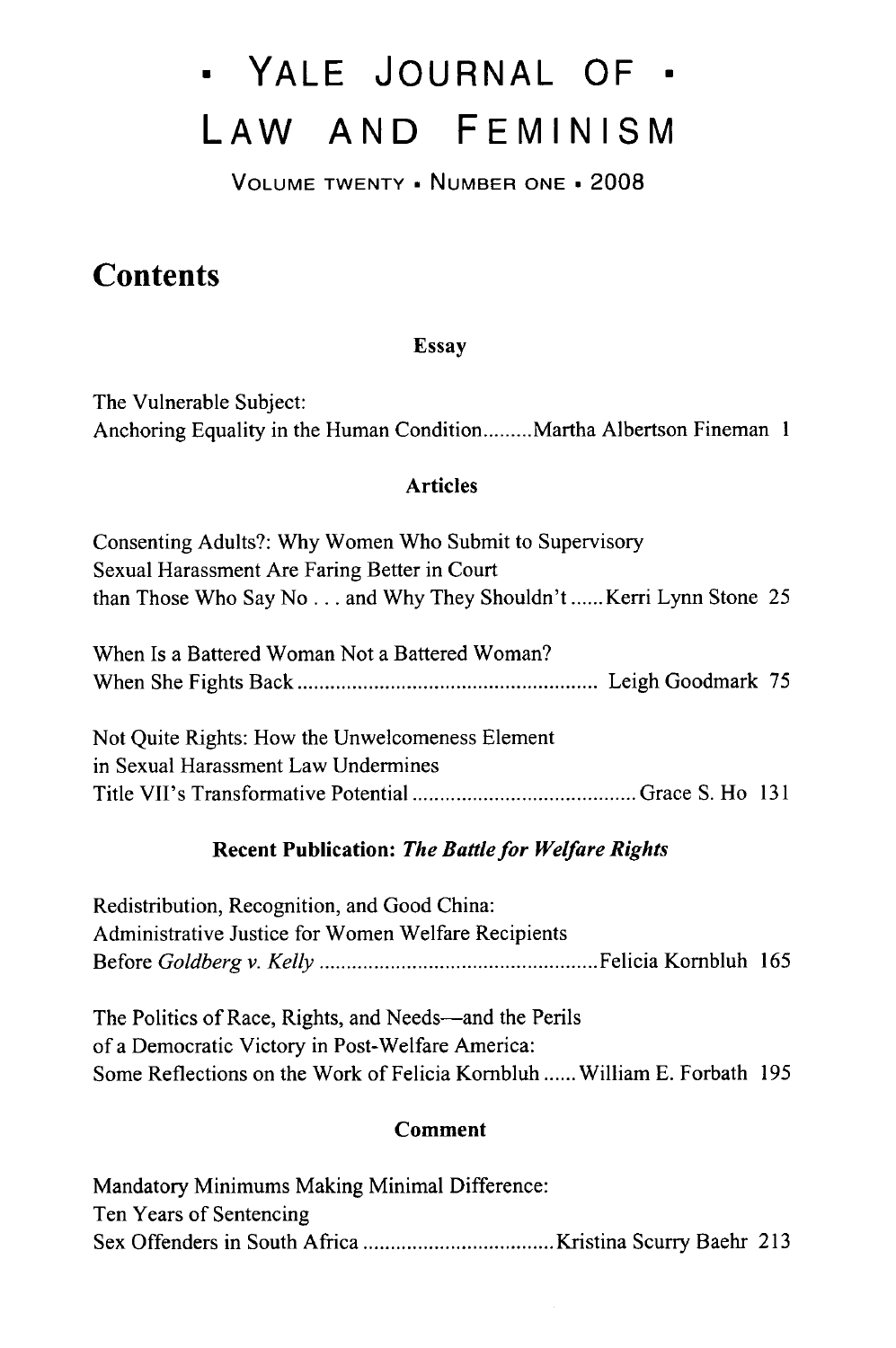# • Yale Journal of • Law and Feminism

Volume twenty • Number one • 2008

## Contents

### Essay

The Vulnerable Subject:
Anchoring Equality in the Human Condition.........Martha Albertson Fineman 1

### Articles

Consenting Adults?: Why Women Who Submit to Supervisory Sexual Harassment Are Faring Better in Court than Those Who Say No . . . and Why They Shouldn't......Kerri Lynn Stone 25

When Is a Battered Woman Not a Battered Woman?
When She Fights Back....................................................... Leigh Goodmark 75

Not Quite Rights: How the Unwelcomeness Element in Sexual Harassment Law Undermines Title VII's Transformative Potential.........................................Grace S. Ho 131

### Recent Publication: *The Battle for Welfare Rights*

Redistribution, Recognition, and Good China:
Administrative Justice for Women Welfare Recipients
Before *Goldberg v. Kelly*..................................................Felicia Kornbluh 165

The Politics of Race, Rights, and Needs—and the Perils of a Democratic Victory in Post-Welfare America:
Some Reflections on the Work of Felicia Kornbluh......William E. Forbath 195

### Comment

Mandatory Minimums Making Minimal Difference:
Ten Years of Sentencing
Sex Offenders in South Africa..................................Kristina Scurry Baehr 213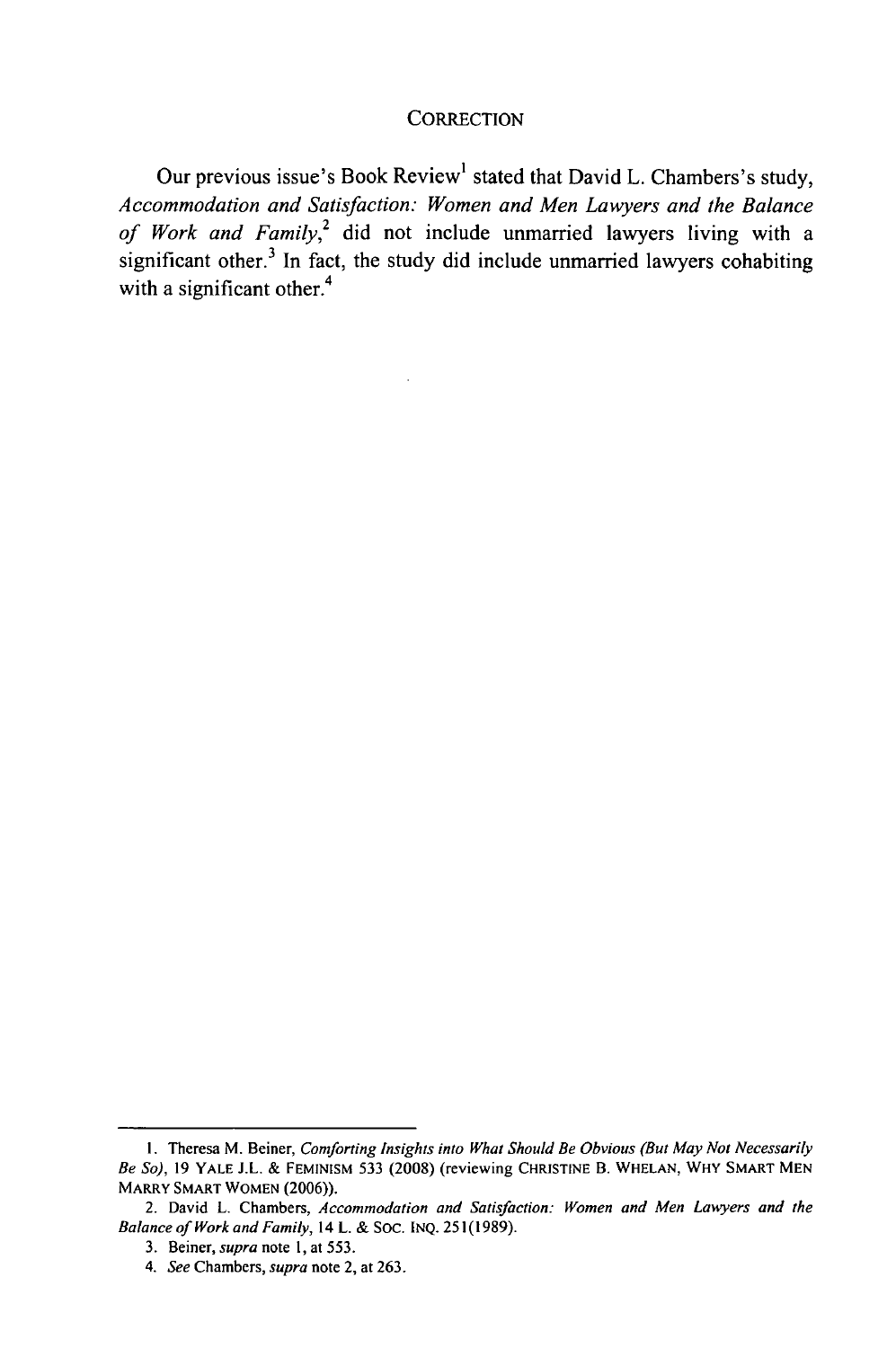# CORRECTION

Our previous issue's Book Review[1] stated that David L. Chambers's study, *Accommodation and Satisfaction: Women and Men Lawyers and the Balance of Work and Family*,[2] did not include unmarried lawyers living with a significant other.[3] In fact, the study did include unmarried lawyers cohabiting with a significant other.[4]

---

1. Theresa M. Beiner, *Comforting Insights into What Should Be Obvious (But May Not Necessarily Be So)*, 19 YALE J.L. & FEMINISM 533 (2008) (reviewing CHRISTINE B. WHELAN, WHY SMART MEN MARRY SMART WOMEN (2006)).

2. David L. Chambers, *Accommodation and Satisfaction: Women and Men Lawyers and the Balance of Work and Family*, 14 L. & SOC. INQ. 251(1989).

3. Beiner, *supra* note 1, at 553.

4. *See* Chambers, *supra* note 2, at 263.